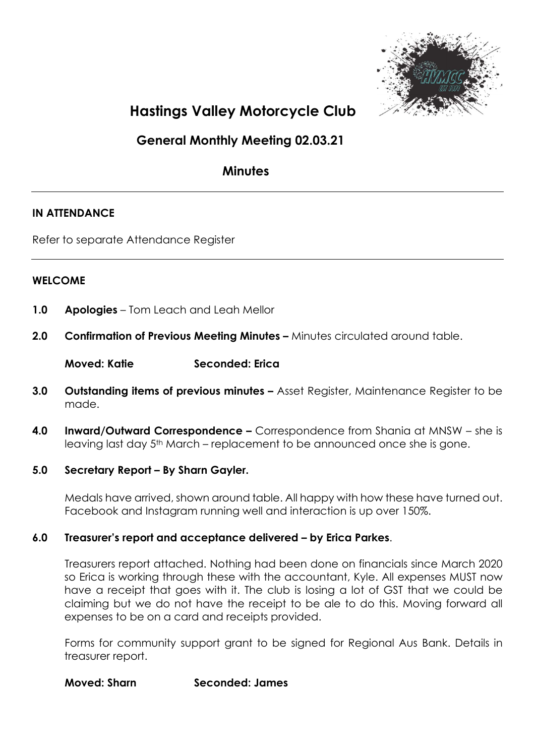# Hastings Valley Motorcycle Club

## General Monthly Meeting 02.03.21

## Minutes

---

**IN ATTENDANCE**

Refer to separate Attendance Register

---

**WELCOME**

**1.0 Apologies** – Tom Leach and Leah Mellor

**2.0 Confirmation of Previous Meeting Minutes –** Minutes circulated around table.

**Moved: Katie Seconded: Erica**

**3.0 Outstanding items of previous minutes –** Asset Register, Maintenance Register to be made.

**4.0 Inward/Outward Correspondence –** Correspondence from Shania at MNSW – she is leaving last day 5th March – replacement to be announced once she is gone.

**5.0 Secretary Report – By Sharn Gayler.**

Medals have arrived, shown around table. All happy with how these have turned out. Facebook and Instagram running well and interaction is up over 150%.

**6.0 Treasurer's report and acceptance delivered – by Erica Parkes**.

Treasurers report attached. Nothing had been done on financials since March 2020 so Erica is working through these with the accountant, Kyle. All expenses MUST now have a receipt that goes with it. The club is losing a lot of GST that we could be claiming but we do not have the receipt to be ale to do this. Moving forward all expenses to be on a card and receipts provided.

Forms for community support grant to be signed for Regional Aus Bank. Details in treasurer report.

**Moved: Sharn Seconded: James**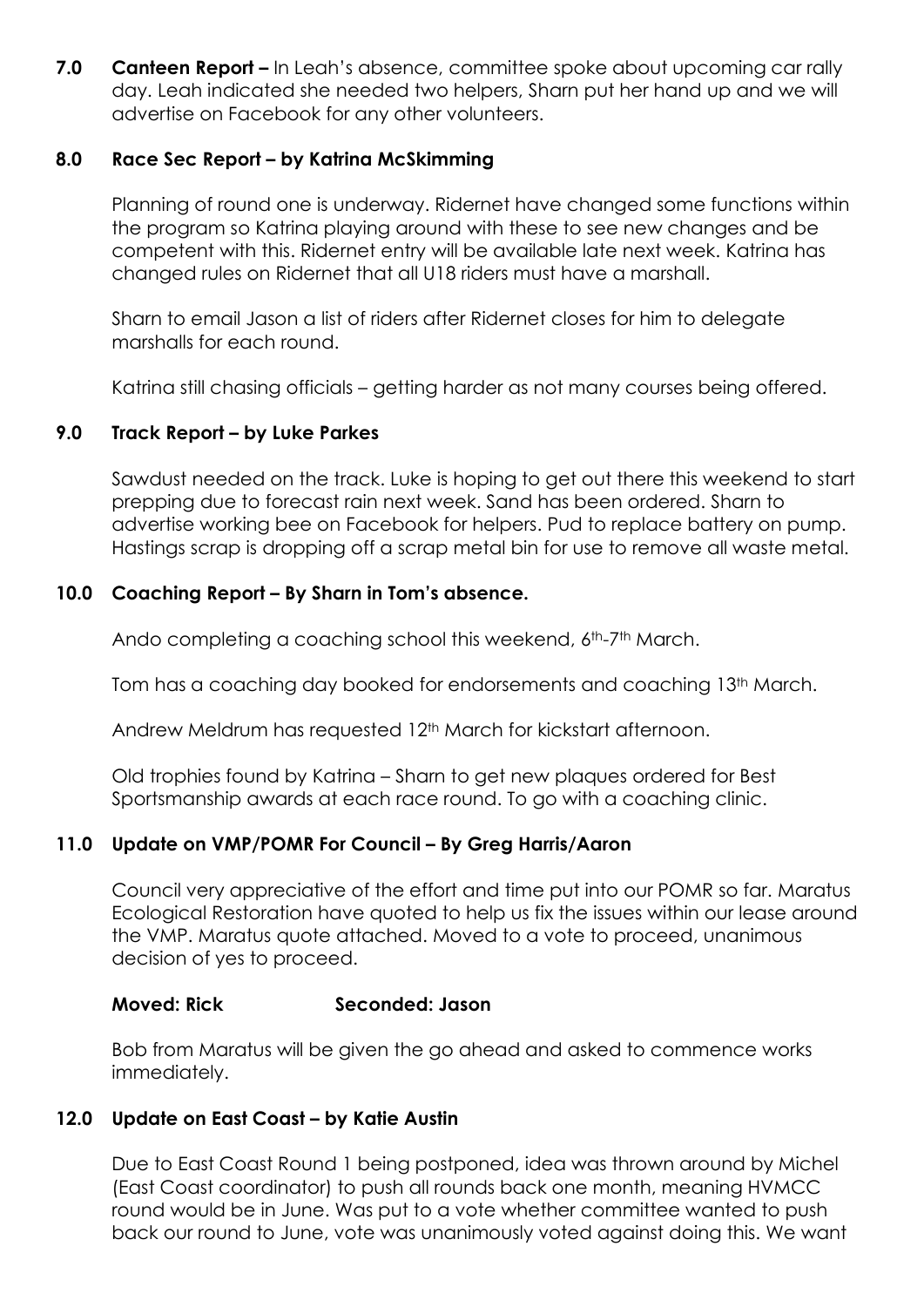**7.0 Canteen Report –** In Leah's absence, committee spoke about upcoming car rally day. Leah indicated she needed two helpers, Sharn put her hand up and we will advertise on Facebook for any other volunteers.

### 8.0 Race Sec Report – by Katrina McSkimming

Planning of round one is underway. Ridernet have changed some functions within the program so Katrina playing around with these to see new changes and be competent with this. Ridernet entry will be available late next week. Katrina has changed rules on Ridernet that all U18 riders must have a marshall.

Sharn to email Jason a list of riders after Ridernet closes for him to delegate marshalls for each round.

Katrina still chasing officials – getting harder as not many courses being offered.

### 9.0 Track Report – by Luke Parkes

Sawdust needed on the track. Luke is hoping to get out there this weekend to start prepping due to forecast rain next week. Sand has been ordered. Sharn to advertise working bee on Facebook for helpers. Pud to replace battery on pump. Hastings scrap is dropping off a scrap metal bin for use to remove all waste metal.

### 10.0 Coaching Report – By Sharn in Tom's absence.

Ando completing a coaching school this weekend, 6th-7th March.

Tom has a coaching day booked for endorsements and coaching 13th March.

Andrew Meldrum has requested 12th March for kickstart afternoon.

Old trophies found by Katrina – Sharn to get new plaques ordered for Best Sportsmanship awards at each race round. To go with a coaching clinic.

### 11.0 Update on VMP/POMR For Council – By Greg Harris/Aaron

Council very appreciative of the effort and time put into our POMR so far. Maratus Ecological Restoration have quoted to help us fix the issues within our lease around the VMP. Maratus quote attached. Moved to a vote to proceed, unanimous decision of yes to proceed.

**Moved: Rick** **Seconded: Jason**

Bob from Maratus will be given the go ahead and asked to commence works immediately.

### 12.0 Update on East Coast – by Katie Austin

Due to East Coast Round 1 being postponed, idea was thrown around by Michel (East Coast coordinator) to push all rounds back one month, meaning HVMCC round would be in June. Was put to a vote whether committee wanted to push back our round to June, vote was unanimously voted against doing this. We want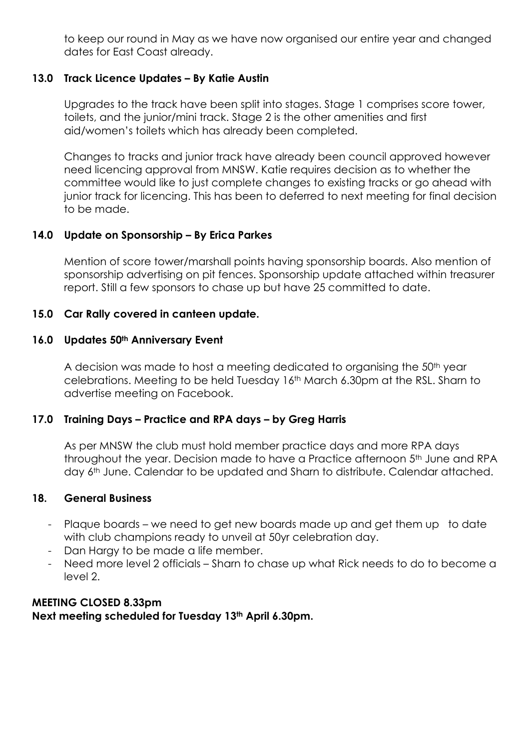to keep our round in May as we have now organised our entire year and changed dates for East Coast already.

### 13.0 Track Licence Updates – By Katie Austin

Upgrades to the track have been split into stages. Stage 1 comprises score tower, toilets, and the junior/mini track. Stage 2 is the other amenities and first aid/women's toilets which has already been completed.

Changes to tracks and junior track have already been council approved however need licencing approval from MNSW. Katie requires decision as to whether the committee would like to just complete changes to existing tracks or go ahead with junior track for licencing. This has been to deferred to next meeting for final decision to be made.

### 14.0 Update on Sponsorship – By Erica Parkes

Mention of score tower/marshall points having sponsorship boards. Also mention of sponsorship advertising on pit fences. Sponsorship update attached within treasurer report. Still a few sponsors to chase up but have 25 committed to date.

### 15.0 Car Rally covered in canteen update.

### 16.0 Updates 50th Anniversary Event

A decision was made to host a meeting dedicated to organising the 50th year celebrations. Meeting to be held Tuesday 16th March 6.30pm at the RSL. Sharn to advertise meeting on Facebook.

### 17.0 Training Days – Practice and RPA days – by Greg Harris

As per MNSW the club must hold member practice days and more RPA days throughout the year. Decision made to have a Practice afternoon 5th June and RPA day 6th June. Calendar to be updated and Sharn to distribute. Calendar attached.

### 18. General Business

- Plaque boards – we need to get new boards made up and get them up to date with club champions ready to unveil at 50yr celebration day.
- Dan Hargy to be made a life member.
- Need more level 2 officials – Sharn to chase up what Rick needs to do to become a level 2.

**MEETING CLOSED 8.33pm**
**Next meeting scheduled for Tuesday 13th April 6.30pm.**